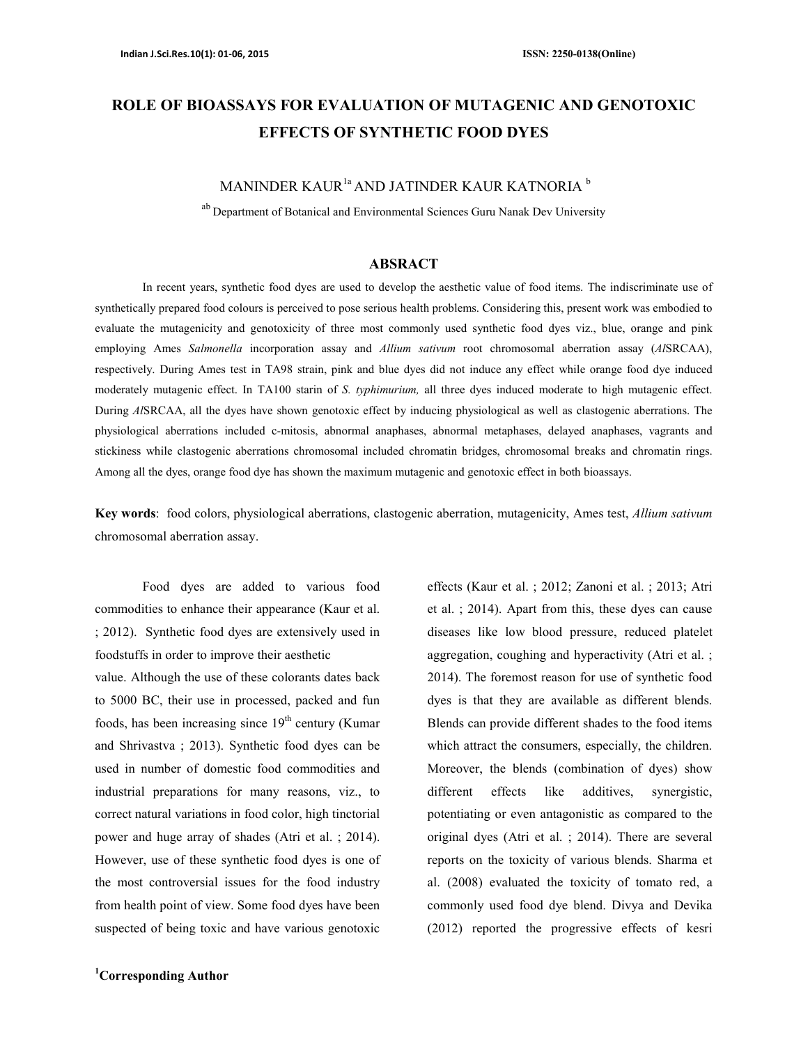# ROLE OF BIOASSAYS FOR EVALUATION OF MUTAGENIC AND GENOTOXIC EFFECTS OF SYNTHETIC FOOD DYES

MANINDER KAUR[1a] AND JATINDER KAUR KATNORIA [b]

[ab] Department of Botanical and Environmental Sciences Guru Nanak Dev University

## ABSRACT

In recent years, synthetic food dyes are used to develop the aesthetic value of food items. The indiscriminate use of synthetically prepared food colours is perceived to pose serious health problems. Considering this, present work was embodied to evaluate the mutagenicity and genotoxicity of three most commonly used synthetic food dyes viz., blue, orange and pink employing Ames *Salmonella* incorporation assay and *Allium sativum* root chromosomal aberration assay (*Al*SRCAA), respectively. During Ames test in TA98 strain, pink and blue dyes did not induce any effect while orange food dye induced moderately mutagenic effect. In TA100 starin of *S. typhimurium,* all three dyes induced moderate to high mutagenic effect. During *Al*SRCAA, all the dyes have shown genotoxic effect by inducing physiological as well as clastogenic aberrations. The physiological aberrations included c-mitosis, abnormal anaphases, abnormal metaphases, delayed anaphases, vagrants and stickiness while clastogenic aberrations chromosomal included chromatin bridges, chromosomal breaks and chromatin rings. Among all the dyes, orange food dye has shown the maximum mutagenic and genotoxic effect in both bioassays.

**Key words**: food colors, physiological aberrations, clastogenic aberration, mutagenicity, Ames test, *Allium sativum* chromosomal aberration assay.

Food dyes are added to various food commodities to enhance their appearance (Kaur et al. ; 2012). Synthetic food dyes are extensively used in foodstuffs in order to improve their aesthetic value. Although the use of these colorants dates back to 5000 BC, their use in processed, packed and fun foods, has been increasing since 19th century (Kumar and Shrivastva ; 2013). Synthetic food dyes can be used in number of domestic food commodities and industrial preparations for many reasons, viz., to correct natural variations in food color, high tinctorial power and huge array of shades (Atri et al. ; 2014). However, use of these synthetic food dyes is one of the most controversial issues for the food industry from health point of view. Some food dyes have been suspected of being toxic and have various genotoxic effects (Kaur et al. ; 2012; Zanoni et al. ; 2013; Atri et al. ; 2014). Apart from this, these dyes can cause diseases like low blood pressure, reduced platelet aggregation, coughing and hyperactivity (Atri et al. ; 2014). The foremost reason for use of synthetic food dyes is that they are available as different blends. Blends can provide different shades to the food items which attract the consumers, especially, the children. Moreover, the blends (combination of dyes) show different effects like additives, synergistic, potentiating or even antagonistic as compared to the original dyes (Atri et al. ; 2014). There are several reports on the toxicity of various blends. Sharma et al. (2008) evaluated the toxicity of tomato red, a commonly used food dye blend. Divya and Devika (2012) reported the progressive effects of kesri

[1]Corresponding Author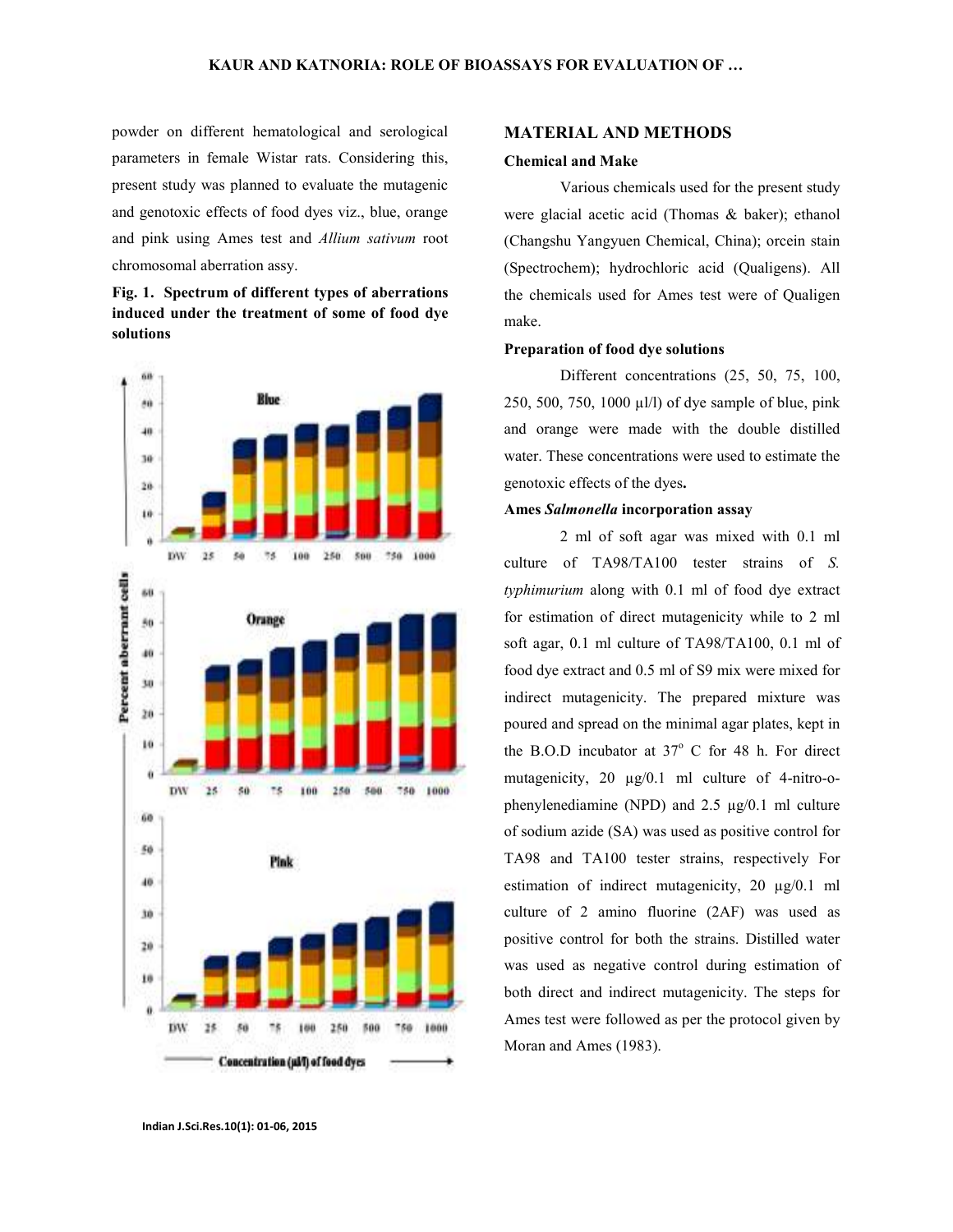powder on different hematological and serological parameters in female Wistar rats. Considering this, present study was planned to evaluate the mutagenic and genotoxic effects of food dyes viz., blue, orange and pink using Ames test and *Allium sativum* root chromosomal aberration assy.

**Fig. 1. Spectrum of different types of aberrations induced under the treatment of some of food dye solutions**

## MATERIAL AND METHODS

### Chemical and Make

Various chemicals used for the present study were glacial acetic acid (Thomas & baker); ethanol (Changshu Yangyuen Chemical, China); orcein stain (Spectrochem); hydrochloric acid (Qualigens). All the chemicals used for Ames test were of Qualigen make.

### Preparation of food dye solutions

Different concentrations (25, 50, 75, 100, 250, 500, 750, 1000 µl/l) of dye sample of blue, pink and orange were made with the double distilled water. These concentrations were used to estimate the genotoxic effects of the dyes**.**

### Ames *Salmonella* incorporation assay

2 ml of soft agar was mixed with 0.1 ml culture of TA98/TA100 tester strains of *S. typhimurium* along with 0.1 ml of food dye extract for estimation of direct mutagenicity while to 2 ml soft agar, 0.1 ml culture of TA98/TA100, 0.1 ml of food dye extract and 0.5 ml of S9 mix were mixed for indirect mutagenicity. The prepared mixture was poured and spread on the minimal agar plates, kept in the B.O.D incubator at $37^{o}$ C for 48 h. For direct mutagenicity, 20 µg/0.1 ml culture of 4-nitro-o-phenylenediamine (NPD) and 2.5 µg/0.1 ml culture of sodium azide (SA) was used as positive control for TA98 and TA100 tester strains, respectively For estimation of indirect mutagenicity, 20 µg/0.1 ml culture of 2 amino fluorine (2AF) was used as positive control for both the strains. Distilled water was used as negative control during estimation of both direct and indirect mutagenicity. The steps for Ames test were followed as per the protocol given by Moran and Ames (1983).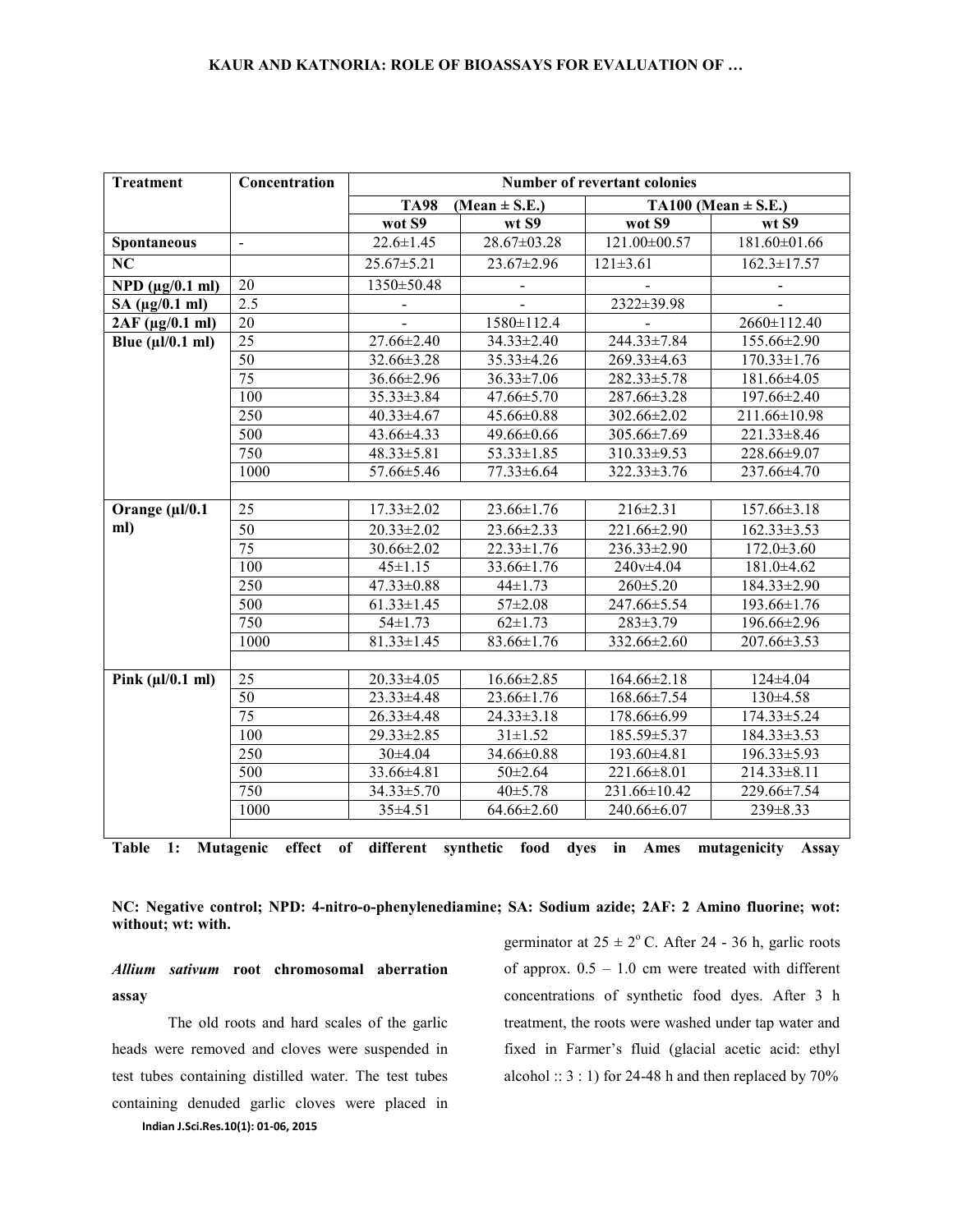| Treatment | Concentration | Number of revertant colonies | | | |
|---|---|---|---|---|---|
| | | TA98 (Mean ± S.E.) | | TA100 (Mean ± S.E.) | |
| | | wot S9 | wt S9 | wot S9 | wt S9 |
| **Spontaneous** | - | 22.6±1.45 | 28.67±03.28 | 121.00±00.57 | 181.60±01.66 |
| **NC** | | 25.67±5.21 | 23.67±2.96 | 121±3.61 | 162.3±17.57 |
| **NPD (µg/0.1 ml)** | 20 | 1350±50.48 | - | - | - |
| **SA (µg/0.1 ml)** | 2.5 | - | - | 2322±39.98 | - |
| **2AF (µg/0.1 ml)** | 20 | - | 1580±112.4 | - | 2660±112.40 |
| **Blue (µl/0.1 ml)** | 25 | 27.66±2.40 | 34.33±2.40 | 244.33±7.84 | 155.66±2.90 |
| | 50 | 32.66±3.28 | 35.33±4.26 | 269.33±4.63 | 170.33±1.76 |
| | 75 | 36.66±2.96 | 36.33±7.06 | 282.33±5.78 | 181.66±4.05 |
| | 100 | 35.33±3.84 | 47.66±5.70 | 287.66±3.28 | 197.66±2.40 |
| | 250 | 40.33±4.67 | 45.66±0.88 | 302.66±2.02 | 211.66±10.98 |
| | 500 | 43.66±4.33 | 49.66±0.66 | 305.66±7.69 | 221.33±8.46 |
| | 750 | 48.33±5.81 | 53.33±1.85 | 310.33±9.53 | 228.66±9.07 |
| | 1000 | 57.66±5.46 | 77.33±6.64 | 322.33±3.76 | 237.66±4.70 |
| **Orange (µl/0.1 ml)** | 25 | 17.33±2.02 | 23.66±1.76 | 216±2.31 | 157.66±3.18 |
| | 50 | 20.33±2.02 | 23.66±2.33 | 221.66±2.90 | 162.33±3.53 |
| | 75 | 30.66±2.02 | 22.33±1.76 | 236.33±2.90 | 172.0±3.60 |
| | 100 | 45±1.15 | 33.66±1.76 | 240v±4.04 | 181.0±4.62 |
| | 250 | 47.33±0.88 | 44±1.73 | 260±5.20 | 184.33±2.90 |
| | 500 | 61.33±1.45 | 57±2.08 | 247.66±5.54 | 193.66±1.76 |
| | 750 | 54±1.73 | 62±1.73 | 283±3.79 | 196.66±2.96 |
| | 1000 | 81.33±1.45 | 83.66±1.76 | 332.66±2.60 | 207.66±3.53 |
| **Pink (µl/0.1 ml)** | 25 | 20.33±4.05 | 16.66±2.85 | 164.66±2.18 | 124±4.04 |
| | 50 | 23.33±4.48 | 23.66±1.76 | 168.66±7.54 | 130±4.58 |
| | 75 | 26.33±4.48 | 24.33±3.18 | 178.66±6.99 | 174.33±5.24 |
| | 100 | 29.33±2.85 | 31±1.52 | 185.59±5.37 | 184.33±3.53 |
| | 250 | 30±4.04 | 34.66±0.88 | 193.60±4.81 | 196.33±5.93 |
| | 500 | 33.66±4.81 | 50±2.64 | 221.66±8.01 | 214.33±8.11 |
| | 750 | 34.33±5.70 | 40±5.78 | 231.66±10.42 | 229.66±7.54 |
| | 1000 | 35±4.51 | 64.66±2.60 | 240.66±6.07 | 239±8.33 |

**Table 1: Mutagenic effect of different synthetic food dyes in Ames mutagenicity Assay**

**NC: Negative control; NPD: 4-nitro-o-phenylenediamine; SA: Sodium azide; 2AF: 2 Amino fluorine; wot: without; wt: with.**

### *Allium sativum* root chromosomal aberration assay

The old roots and hard scales of the garlic heads were removed and cloves were suspended in test tubes containing distilled water. The test tubes containing denuded garlic cloves were placed in germinator at $25 \pm 2^{o}$ C. After 24 - 36 h, garlic roots of approx. 0.5 – 1.0 cm were treated with different concentrations of synthetic food dyes. After 3 h treatment, the roots were washed under tap water and fixed in Farmer's fluid (glacial acetic acid: ethyl alcohol :: 3 : 1) for 24-48 h and then replaced by 70%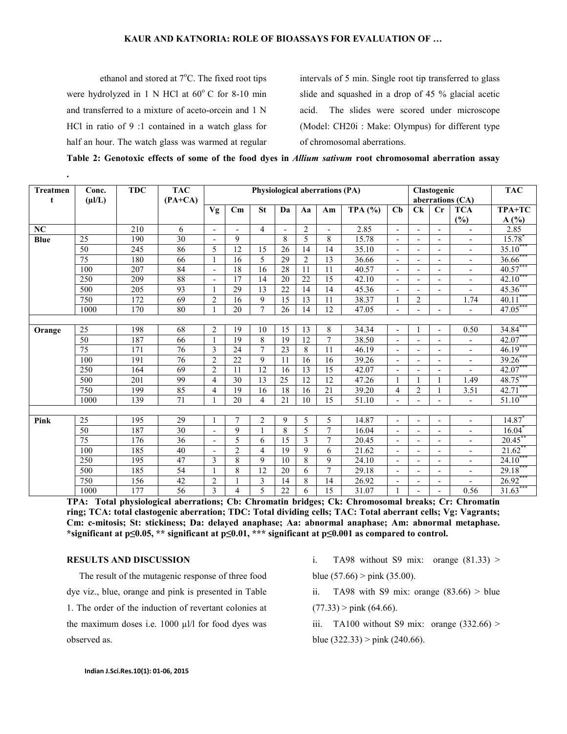ethanol and stored at 7°C. The fixed root tips were hydrolyzed in 1 N HCl at 60° C for 8-10 min and transferred to a mixture of aceto-orcein and 1 N HCl in ratio of 9 :1 contained in a watch glass for half an hour. The watch glass was warmed at regular intervals of 5 min. Single root tip transferred to glass slide and squashed in a drop of 45 % glacial acetic acid. The slides were scored under microscope (Model: CH20i : Make: Olympus) for different type of chromosomal aberrations.

**Table 2: Genotoxic effects of some of the food dyes in *Allium sativum* root chromosomal aberration assay .**

| Treatment | Conc. (µl/L) | TDC | TAC (PA+CA) | Physiological aberrations (PA) | | | | | | | Clastogenic aberrations (CA) | | | | TAC |
|---|---|---|---|---|---|---|---|---|---|---|---|---|---|---|---|
| | | | | Vg | Cm | St | Da | Aa | Am | TPA (%) | Cb | Ck | Cr | TCA (%) | TPA+TCA (%) |
| NC | | 210 | 6 | - | - | 4 | - | 2 | - | 2.85 | - | - | - | - | 2.85 |
| Blue | 25 | 190 | 30 | - | 9 | | 8 | 5 | 8 | 15.78 | - | - | - | - | 15.78$^{*}$ |
| | 50 | 245 | 86 | 5 | 12 | 15 | 26 | 14 | 14 | 35.10 | - | - | - | - | 35.10$^{***}$ |
| | 75 | 180 | 66 | 1 | 16 | 5 | 29 | 2 | 13 | 36.66 | - | - | - | - | 36.66$^{***}$ |
| | 100 | 207 | 84 | - | 18 | 16 | 28 | 11 | 11 | 40.57 | - | - | - | - | 40.57$^{***}$ |
| | 250 | 209 | 88 | - | 17 | 14 | 20 | 22 | 15 | 42.10 | - | - | - | - | 42.10$^{***}$ |
| | 500 | 205 | 93 | 1 | 29 | 13 | 22 | 14 | 14 | 45.36 | - | - | - | - | 45.36$^{***}$ |
| | 750 | 172 | 69 | 2 | 16 | 9 | 15 | 13 | 11 | 38.37 | 1 | 2 | | 1.74 | 40.11$^{***}$ |
| | 1000 | 170 | 80 | 1 | 20 | 7 | 26 | 14 | 12 | 47.05 | - | - | - | - | 47.05$^{***}$ |
| Orange | 25 | 198 | 68 | 2 | 19 | 10 | 15 | 13 | 8 | 34.34 | - | 1 | - | 0.50 | 34.84$^{***}$ |
| | 50 | 187 | 66 | 1 | 19 | 8 | 19 | 12 | 7 | 38.50 | - | - | - | - | 42.07$^{***}$ |
| | 75 | 171 | 76 | 3 | 24 | 7 | 23 | 8 | 11 | 46.19 | - | - | - | - | 46.19$^{***}$ |
| | 100 | 191 | 76 | 2 | 22 | 9 | 11 | 16 | 16 | 39.26 | - | - | - | - | 39.26$^{***}$ |
| | 250 | 164 | 69 | 2 | 11 | 12 | 16 | 13 | 15 | 42.07 | - | - | - | - | 42.07$^{***}$ |
| | 500 | 201 | 99 | 4 | 30 | 13 | 25 | 12 | 12 | 47.26 | 1 | 1 | 1 | 1.49 | 48.75$^{***}$ |
| | 750 | 199 | 85 | 4 | 19 | 16 | 18 | 16 | 21 | 39.20 | 4 | 2 | 1 | 3.51 | 42.71$^{***}$ |
| | 1000 | 139 | 71 | 1 | 20 | 4 | 21 | 10 | 15 | 51.10 | - | - | - | - | 51.10$^{***}$ |
| Pink | 25 | 195 | 29 | 1 | 7 | 2 | 9 | 5 | 5 | 14.87 | - | - | - | - | 14.87$^{*}$ |
| | 50 | 187 | 30 | - | 9 | 1 | 8 | 5 | 7 | 16.04 | - | - | - | - | 16.04$^{*}$ |
| | 75 | 176 | 36 | - | 5 | 6 | 15 | 3 | 7 | 20.45 | - | - | - | - | 20.45$^{**}$ |
| | 100 | 185 | 40 | - | 2 | 4 | 19 | 9 | 6 | 21.62 | - | - | - | - | 21.62$^{**}$ |
| | 250 | 195 | 47 | 3 | 8 | 9 | 10 | 8 | 9 | 24.10 | - | - | - | - | 24.10$^{***}$ |
| | 500 | 185 | 54 | 1 | 8 | 12 | 20 | 6 | 7 | 29.18 | - | - | - | - | 29.18$^{***}$ |
| | 750 | 156 | 42 | 2 | 1 | 3 | 14 | 8 | 14 | 26.92 | - | - | - | - | 26.92$^{***}$ |
| | 1000 | 177 | 56 | 3 | 4 | 5 | 22 | 6 | 15 | 31.07 | 1 | - | - | 0.56 | 31.63$^{***}$ |

**TPA: Total physiological aberrations; Cb: Chromatin bridges; Ck: Chromosomal breaks; Cr: Chromatin ring; TCA: total clastogenic aberration; TDC: Total dividing cells; TAC: Total aberrant cells; Vg: Vagrants; Cm: c-mitosis; St: stickiness; Da: delayed anaphase; Aa: abnormal anaphase; Am: abnormal metaphase. \*significant at $p \leq 0.05$, \*\* significant at $p \leq 0.01$, \*\*\* significant at $p \leq 0.001$ as compared to control.**

## RESULTS AND DISCUSSION

The result of the mutagenic response of three food dye viz., blue, orange and pink is presented in Table 1. The order of the induction of revertant colonies at the maximum doses i.e. 1000 µl/l for food dyes was observed as.

i. TA98 without S9 mix: orange (81.33) > blue (57.66) > pink (35.00).

ii. TA98 with S9 mix: orange (83.66) > blue (77.33) > pink (64.66).

iii. TA100 without S9 mix: orange (332.66) > blue (322.33) > pink (240.66).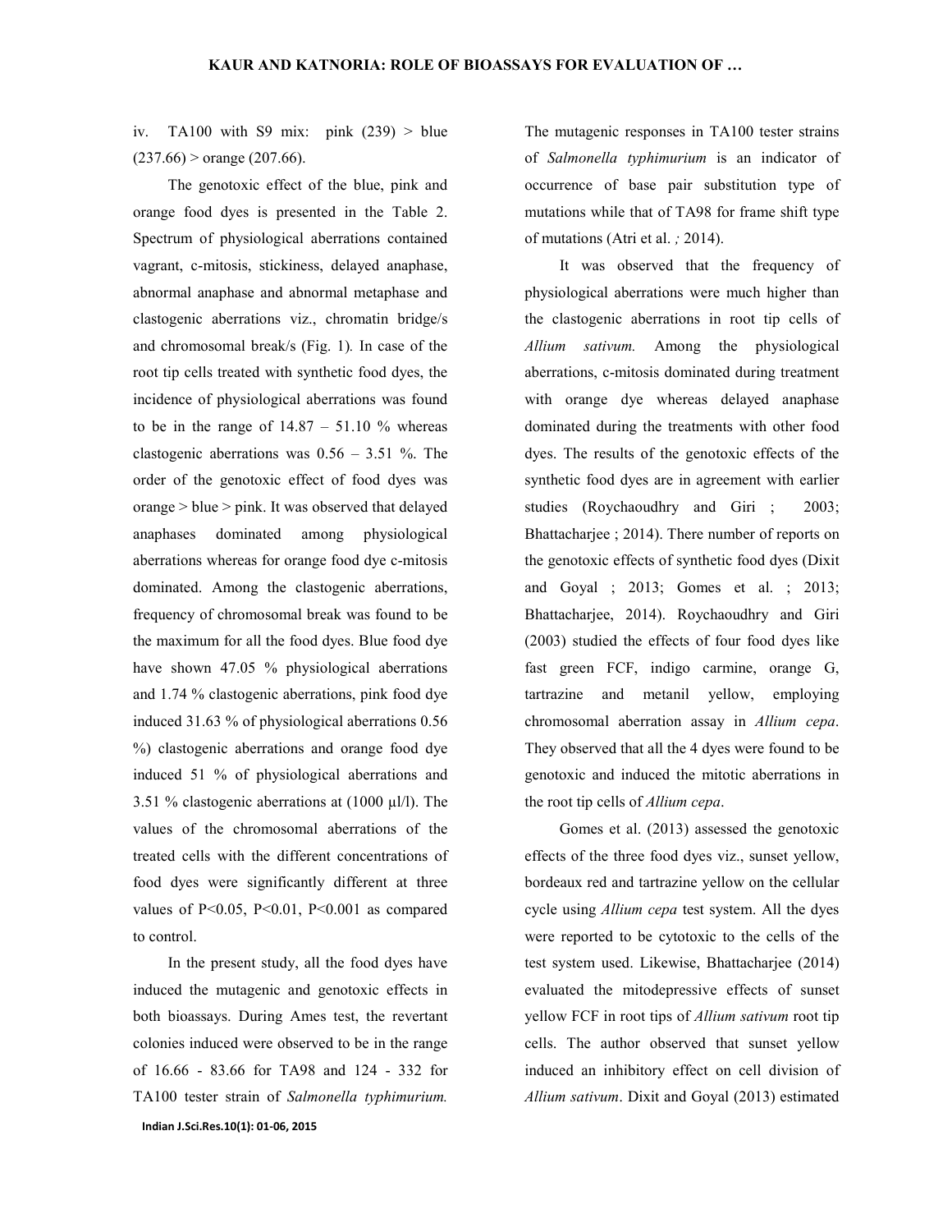iv. TA100 with S9 mix: pink (239) > blue (237.66) > orange (207.66).

The genotoxic effect of the blue, pink and orange food dyes is presented in the Table 2. Spectrum of physiological aberrations contained vagrant, c-mitosis, stickiness, delayed anaphase, abnormal anaphase and abnormal metaphase and clastogenic aberrations viz., chromatin bridge/s and chromosomal break/s (Fig. 1). In case of the root tip cells treated with synthetic food dyes, the incidence of physiological aberrations was found to be in the range of 14.87 – 51.10 % whereas clastogenic aberrations was 0.56 – 3.51 %. The order of the genotoxic effect of food dyes was orange > blue > pink. It was observed that delayed anaphases dominated among physiological aberrations whereas for orange food dye c-mitosis dominated. Among the clastogenic aberrations, frequency of chromosomal break was found to be the maximum for all the food dyes. Blue food dye have shown 47.05 % physiological aberrations and 1.74 % clastogenic aberrations, pink food dye induced 31.63 % of physiological aberrations 0.56 %) clastogenic aberrations and orange food dye induced 51 % of physiological aberrations and 3.51 % clastogenic aberrations at (1000 µl/l). The values of the chromosomal aberrations of the treated cells with the different concentrations of food dyes were significantly different at three values of $P<0.05$, $P<0.01$, $P<0.001$ as compared to control.

In the present study, all the food dyes have induced the mutagenic and genotoxic effects in both bioassays. During Ames test, the revertant colonies induced were observed to be in the range of 16.66 - 83.66 for TA98 and 124 - 332 for TA100 tester strain of *Salmonella typhimurium.* The mutagenic responses in TA100 tester strains of *Salmonella typhimurium* is an indicator of occurrence of base pair substitution type of mutations while that of TA98 for frame shift type of mutations (Atri et al. *;* 2014).

It was observed that the frequency of physiological aberrations were much higher than the clastogenic aberrations in root tip cells of *Allium sativum.* Among the physiological aberrations, c-mitosis dominated during treatment with orange dye whereas delayed anaphase dominated during the treatments with other food dyes. The results of the genotoxic effects of the synthetic food dyes are in agreement with earlier studies (Roychaoudhry and Giri ; 2003; Bhattacharjee ; 2014). There number of reports on the genotoxic effects of synthetic food dyes (Dixit and Goyal ; 2013; Gomes et al. ; 2013; Bhattacharjee, 2014). Roychaoudhry and Giri (2003) studied the effects of four food dyes like fast green FCF, indigo carmine, orange G, tartrazine and metanil yellow, employing chromosomal aberration assay in *Allium cepa*. They observed that all the 4 dyes were found to be genotoxic and induced the mitotic aberrations in the root tip cells of *Allium cepa*.

Gomes et al. (2013) assessed the genotoxic effects of the three food dyes viz., sunset yellow, bordeaux red and tartrazine yellow on the cellular cycle using *Allium cepa* test system. All the dyes were reported to be cytotoxic to the cells of the test system used. Likewise, Bhattacharjee (2014) evaluated the mitodepressive effects of sunset yellow FCF in root tips of *Allium sativum* root tip cells. The author observed that sunset yellow induced an inhibitory effect on cell division of *Allium sativum*. Dixit and Goyal (2013) estimated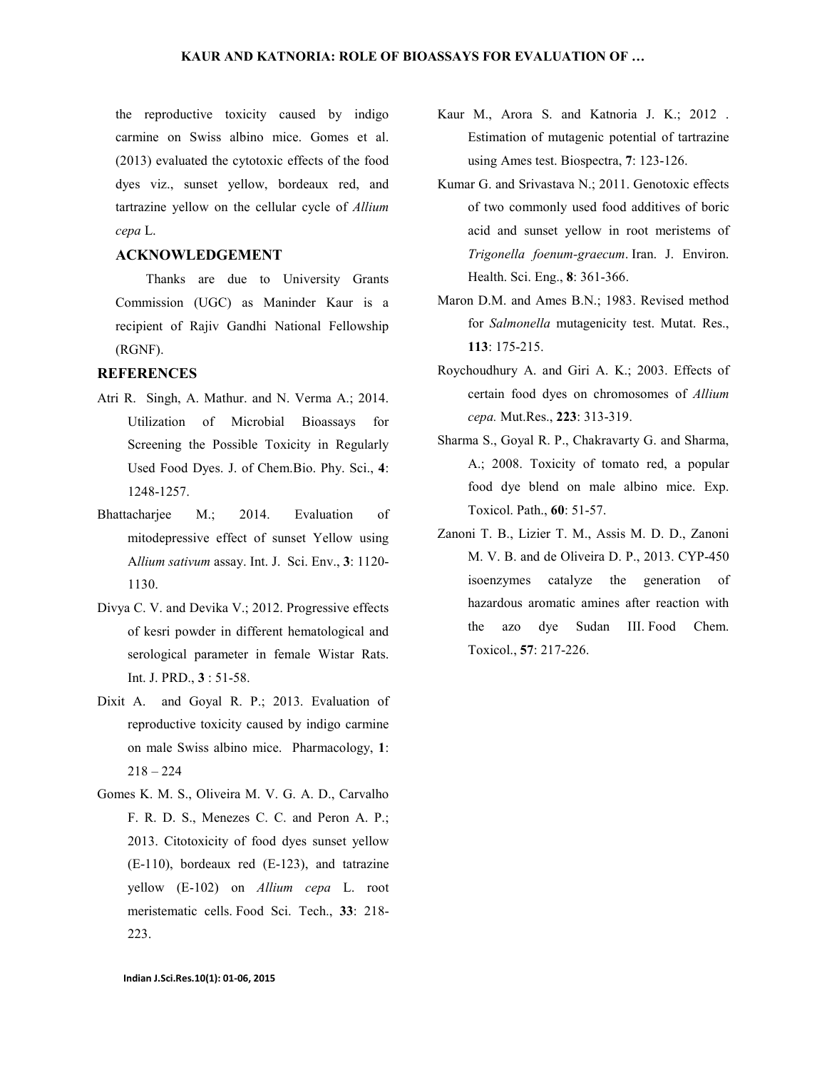the reproductive toxicity caused by indigo carmine on Swiss albino mice. Gomes et al. (2013) evaluated the cytotoxic effects of the food dyes viz., sunset yellow, bordeaux red, and tartrazine yellow on the cellular cycle of *Allium cepa* L.

## ACKNOWLEDGEMENT

Thanks are due to University Grants Commission (UGC) as Maninder Kaur is a recipient of Rajiv Gandhi National Fellowship (RGNF).

## REFERENCES

Atri R. Singh, A. Mathur. and N. Verma A.; 2014. Utilization of Microbial Bioassays for Screening the Possible Toxicity in Regularly Used Food Dyes. J. of Chem.Bio. Phy. Sci., **4**: 1248-1257.

Bhattacharjee M.; 2014. Evaluation of mitodepressive effect of sunset Yellow using A*llium sativum* assay. Int. J. Sci. Env., **3**: 1120-1130.

Divya C. V. and Devika V.; 2012. Progressive effects of kesri powder in different hematological and serological parameter in female Wistar Rats. Int. J. PRD., **3** : 51-58.

Dixit A. and Goyal R. P.; 2013. Evaluation of reproductive toxicity caused by indigo carmine on male Swiss albino mice. Pharmacology, **1**: 218 – 224

Gomes K. M. S., Oliveira M. V. G. A. D., Carvalho F. R. D. S., Menezes C. C. and Peron A. P.; 2013. Citotoxicity of food dyes sunset yellow (E-110), bordeaux red (E-123), and tatrazine yellow (E-102) on *Allium cepa* L. root meristematic cells. Food Sci. Tech., **33**: 218-223.

Kaur M., Arora S. and Katnoria J. K.; 2012 . Estimation of mutagenic potential of tartrazine using Ames test. Biospectra, **7**: 123-126.

Kumar G. and Srivastava N.; 2011. Genotoxic effects of two commonly used food additives of boric acid and sunset yellow in root meristems of *Trigonella foenum-graecum*. Iran. J. Environ. Health. Sci. Eng., **8**: 361-366.

Maron D.M. and Ames B.N.; 1983. Revised method for *Salmonella* mutagenicity test. Mutat. Res., **113**: 175-215.

Roychoudhury A. and Giri A. K.; 2003. Effects of certain food dyes on chromosomes of *Allium cepa.* Mut.Res., **223**: 313-319.

Sharma S., Goyal R. P., Chakravarty G. and Sharma, A.; 2008. Toxicity of tomato red, a popular food dye blend on male albino mice. Exp. Toxicol. Path., **60**: 51-57.

Zanoni T. B., Lizier T. M., Assis M. D. D., Zanoni M. V. B. and de Oliveira D. P., 2013. CYP-450 isoenzymes catalyze the generation of hazardous aromatic amines after reaction with the azo dye Sudan III. Food Chem. Toxicol., **57**: 217-226.